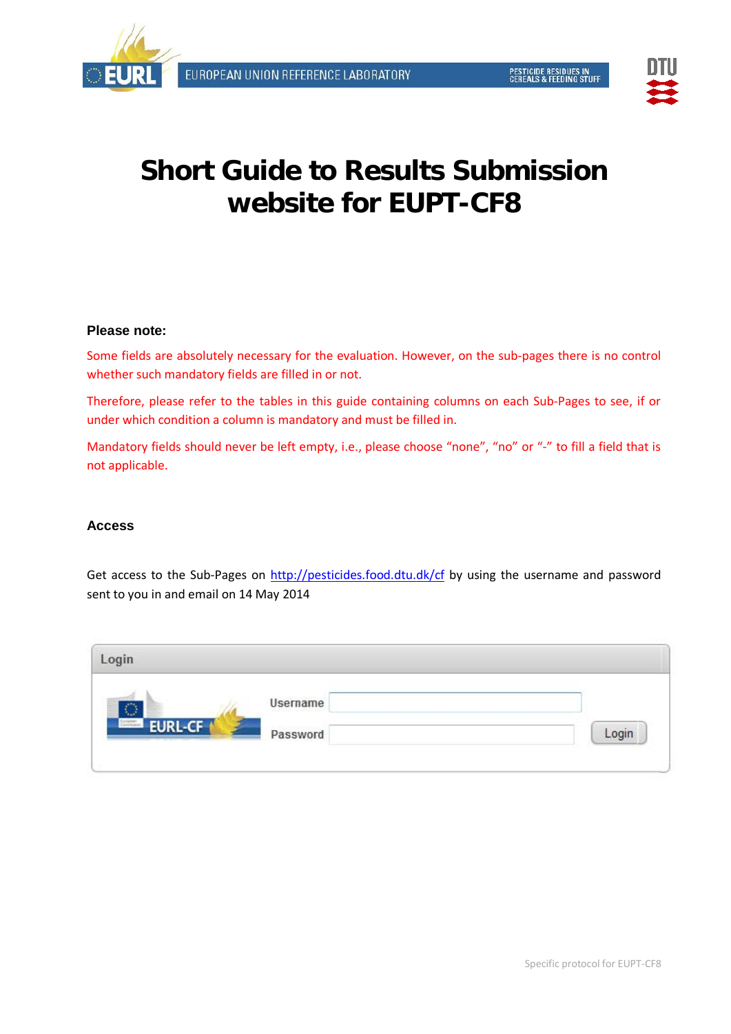# Short Guide to Results Submission website for EUPT-CF8

**Please note:**

Some fields are absolutely necessary for the evaluation. However, on the sub-pages there is no control whether such mandatory fields are filled in or not.

Therefore, please refer to the tables in this guide containing columns on each Sub-Pages to see, if or under which condition a column is mandatory and must be filled in.

Mandatory fields should never be left empty, i.e., please choose "none", "no" or "-" to fill a field that is not applicable.

**Access**

Get access to the Sub-Pages on http://pesticides.food.dtu.dk/cf by using the username and password sent to you in and email on 14 May 2014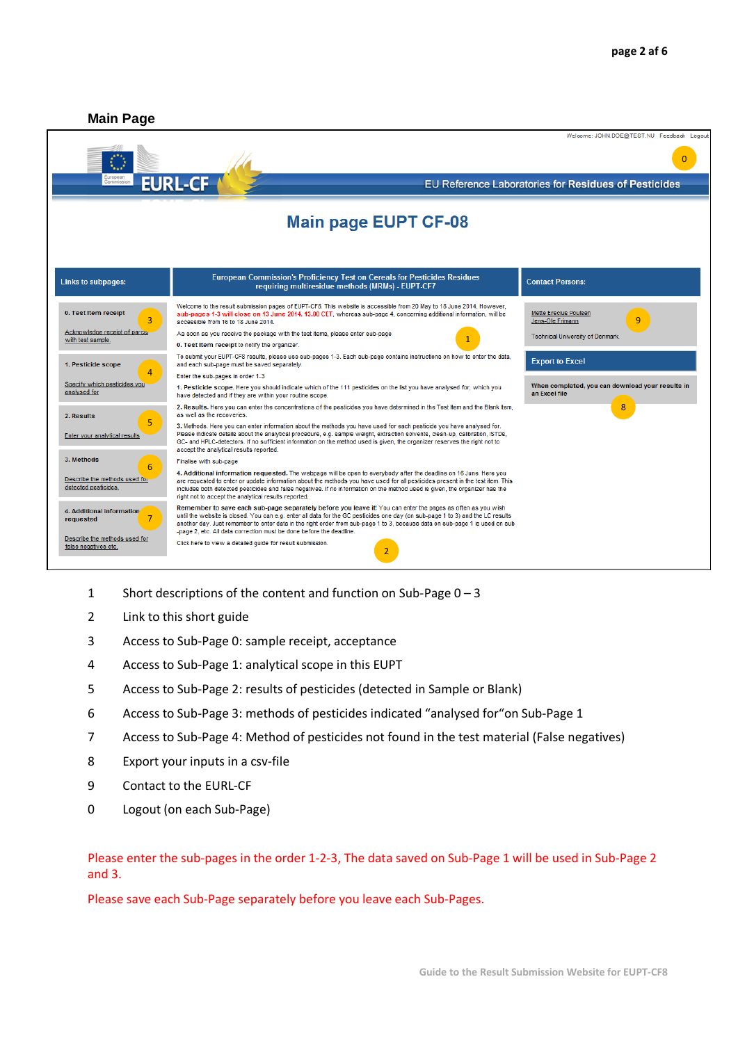## Main Page

Welcome: JOHN.DOE@TEST.NU Feedback Logout

EURL-CF — EU Reference Laboratories for Residues of Pesticides

# Main page EUPT CF-08

**Links to subpages:**

- **0. Test item receipt** — Acknowledge receipt of parcel with test sample.
- **1. Pesticide scope** — Specify which pesticides you analysed for
- **2. Results** — Enter your analytical results
- **3. Methods** — Describe the methods used for detected pesticides.
- **4. Additional information requested** — Describe the methods used for false negatives etc.

**European Commission's Proficiency Test on Cereals for Pesticides Residues requiring multiresidue methods (MRMs) - EUPT-CF7**

Welcome to the result submission pages of EUPT-CF8. This website is accessible from 20 May to 18 June 2014. However, sub-pages 1-3 will close on 13 June 2014, 13.00 CET, whereas sub-page 4, concerning additional information, will be accessible from 16 to 18 June 2014.

As soon as you receive the package with the test items, please enter sub-page

**0. Test item receipt** to notify the organizer.

To submit your EUPT-CF8 results, please use sub-pages 1-3. Each sub-page contains instructions on how to enter the data, and each sub-page must be saved separately.

Enter the sub-pages in order 1-3

**1. Pesticide scope.** Here you should indicate which of the 111 pesticides on the list you have analysed for, which you have detected and if they are within your routine scope.

**2. Results.** Here you can enter the concentrations of the pesticides you have determined in the Test Item and the Blank item, as well as the recoveries.

**3.** Methods. Here you can enter information about the methods you have used for each pesticide you have analysed for. Please indicate details about the analytical procedure, e.g. sample weight, extraction solvents, clean-up, calibration, ISTDs, GC- and HPLC-detectors. If no sufficient information on the method used is given, the organizer reserves the right not to accept the analytical results reported.

Finalise with sub-page

**4. Additional information requested.** The webpage will be open to everybody after the deadline on 16 June. Here you are requested to enter or update information about the methods you have used for all pesticides present in the test item. This includes both detected pesticides and false negatives. If no information on the method used is given, the organizer has the right not to accept the analytical results reported.

**Remember to save each sub-page separately before you leave it!** You can enter the pages as often as you wish until the website is closed. You can e.g. enter all data for the GC pesticides one day (on sub-page 1 to 3) and the LC results another day. Just remember to enter data in the right order from sub-page 1 to 3, because data on sub-page 1 is used on sub-page 2, etc. All data correction must be done before the deadline.

Click here to view a detailed guide for result submission.

**Contact Persons:**

Mette Erecius Poulsen
Jens-Ole Frimann
Technical University of Denmark

**Export to Excel**

**When completed, you can download your results in an Excel file**

| | |
|---|---|
| 1 | Short descriptions of the content and function on Sub-Page 0 – 3 |
| 2 | Link to this short guide |
| 3 | Access to Sub-Page 0: sample receipt, acceptance |
| 4 | Access to Sub-Page 1: analytical scope in this EUPT |
| 5 | Access to Sub-Page 2: results of pesticides (detected in Sample or Blank) |
| 6 | Access to Sub-Page 3: methods of pesticides indicated "analysed for"on Sub-Page 1 |
| 7 | Access to Sub-Page 4: Method of pesticides not found in the test material (False negatives) |
| 8 | Export your inputs in a csv-file |
| 9 | Contact to the EURL-CF |
| 0 | Logout (on each Sub-Page) |

Please enter the sub-pages in the order 1-2-3, The data saved on Sub-Page 1 will be used in Sub-Page 2 and 3.

Please save each Sub-Page separately before you leave each Sub-Pages.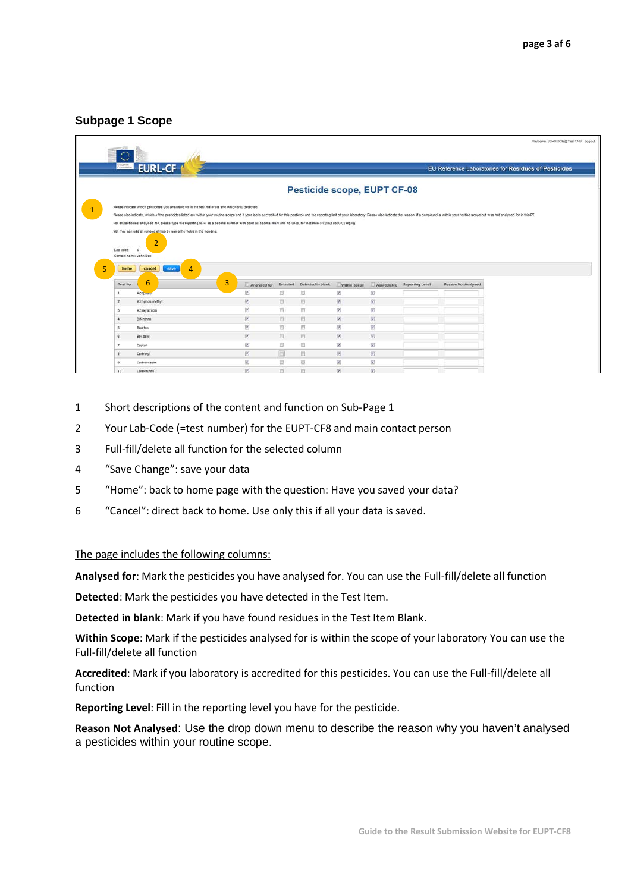## Subpage 1 Scope

1 Short descriptions of the content and function on Sub-Page 1

2 Your Lab-Code (=test number) for the EUPT-CF8 and main contact person

3 Full-fill/delete all function for the selected column

4 "Save Change": save your data

5 "Home": back to home page with the question: Have you saved your data?

6 "Cancel": direct back to home. Use only this if all your data is saved.

The page includes the following columns:

**Analysed for**: Mark the pesticides you have analysed for. You can use the Full-fill/delete all function

**Detected**: Mark the pesticides you have detected in the Test Item.

**Detected in blank**: Mark if you have found residues in the Test Item Blank.

**Within Scope**: Mark if the pesticides analysed for is within the scope of your laboratory You can use the Full-fill/delete all function

**Accredited**: Mark if you laboratory is accredited for this pesticides. You can use the Full-fill/delete all function

**Reporting Level**: Fill in the reporting level you have for the pesticide.

**Reason Not Analysed**: Use the drop down menu to describe the reason why you haven't analysed a pesticides within your routine scope.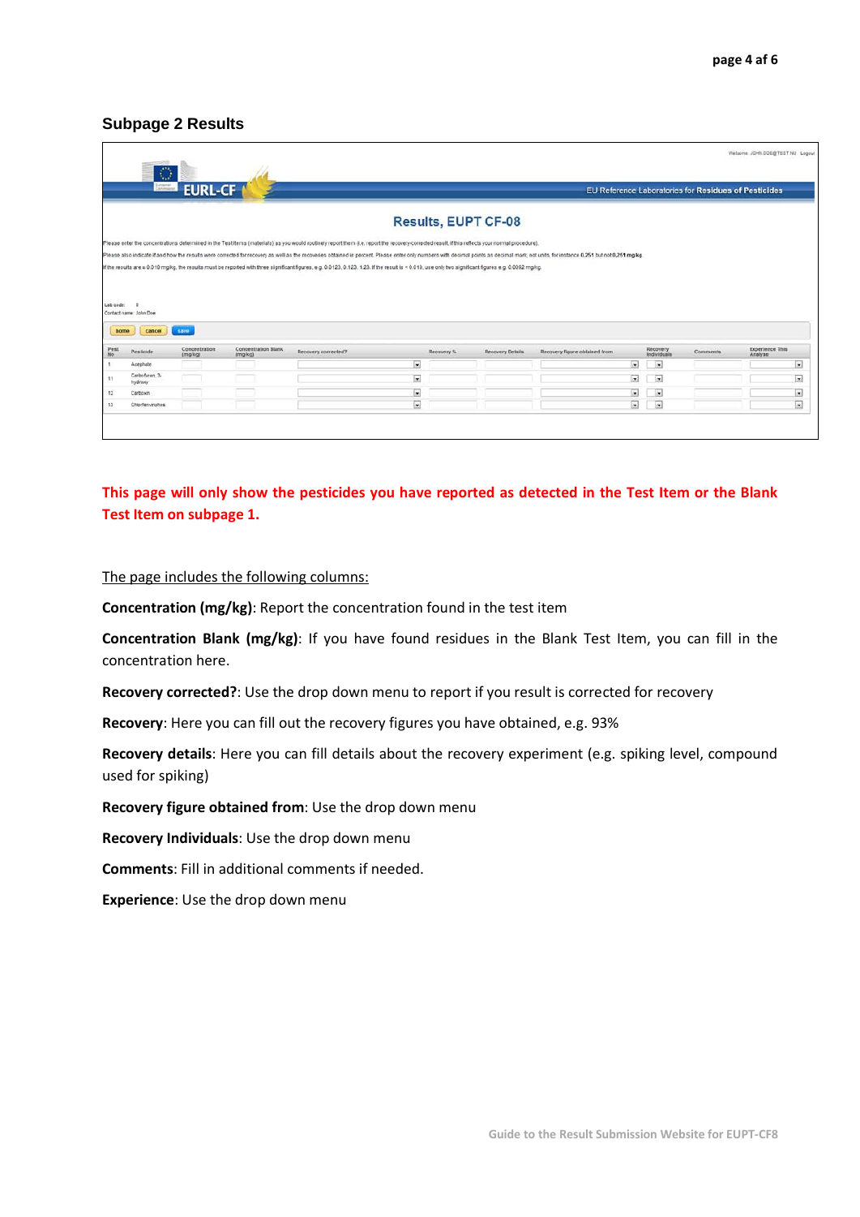### Subpage 2 Results

Welcome JOHN.DOE@TEST.NU Logout

EURL-CF

EU Reference Laboratories for Residues of Pesticides

Results, EUPT CF-08

Please enter the concentrations determined in the Test Items (materials) as you would routinely report them (i.e. report the recovery-corrected result, if this reflects your normal procedure).

Please also indicate if and how the results were corrected for recovery as well as the recoveries obtained in percent. Please enter only numbers with decimal points as decimal mark, not units, for instance 0.251 but not 0,251 mg/kg

If the results are ≥ 0.010 mg/kg, the results must be reported with three significant figures, e.g. 0.0123, 0.123, 1.23. If the result is < 0.010, use only two significant figures e.g. 0.0062 mg/kg.

Lab code: 0
Contact name: John Doe

home | cancel | save

| Pest No | Pesticide | Concentration (mg/kg) | Concentration Blank (mg/kg) | Recovery corrected? | Recovery % | Recovery Details | Recovery figure obtained from | Recovery Individuals | Comments | Experience This Analyse |
|---|---|---|---|---|---|---|---|---|---|---|
| 1 | Acephate | | | | | | | | | |
| 11 | Carbofuran, 3-hydroxy | | | | | | | | | |
| 12 | Carboxin | | | | | | | | | |
| 13 | Chlorfenvinphos | | | | | | | | | |

**This page will only show the pesticides you have reported as detected in the Test Item or the Blank Test Item on subpage 1.**

The page includes the following columns:

**Concentration (mg/kg)**: Report the concentration found in the test item

**Concentration Blank (mg/kg)**: If you have found residues in the Blank Test Item, you can fill in the concentration here.

**Recovery corrected?**: Use the drop down menu to report if you result is corrected for recovery

**Recovery**: Here you can fill out the recovery figures you have obtained, e.g. 93%

**Recovery details**: Here you can fill details about the recovery experiment (e.g. spiking level, compound used for spiking)

**Recovery figure obtained from**: Use the drop down menu

**Recovery Individuals**: Use the drop down menu

**Comments**: Fill in additional comments if needed.

**Experience**: Use the drop down menu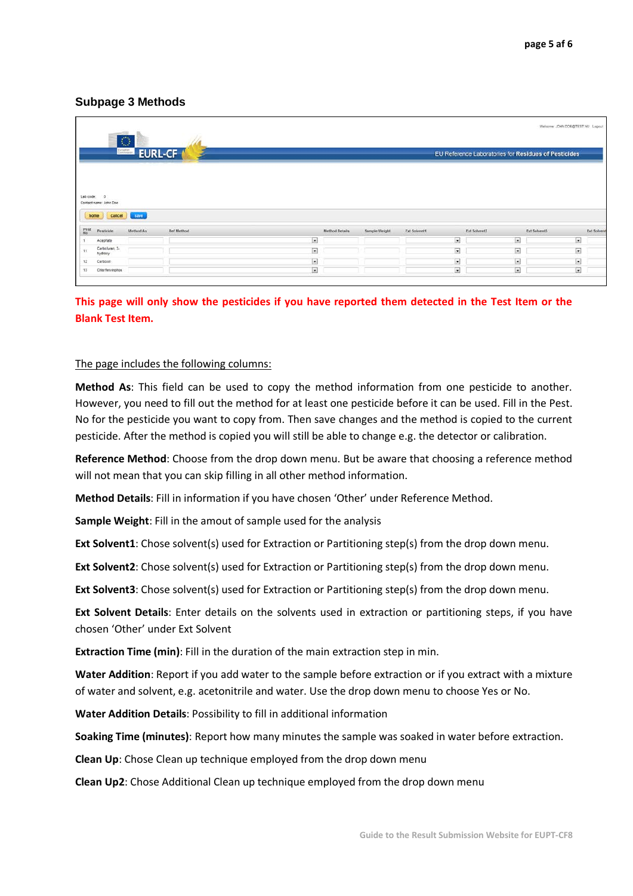### Subpage 3 Methods

**This page will only show the pesticides if you have reported them detected in the Test Item or the Blank Test Item.**

The page includes the following columns:

**Method As**: This field can be used to copy the method information from one pesticide to another. However, you need to fill out the method for at least one pesticide before it can be used. Fill in the Pest. No for the pesticide you want to copy from. Then save changes and the method is copied to the current pesticide. After the method is copied you will still be able to change e.g. the detector or calibration.

**Reference Method**: Choose from the drop down menu. But be aware that choosing a reference method will not mean that you can skip filling in all other method information.

**Method Details**: Fill in information if you have chosen 'Other' under Reference Method.

**Sample Weight**: Fill in the amout of sample used for the analysis

**Ext Solvent1**: Chose solvent(s) used for Extraction or Partitioning step(s) from the drop down menu.

**Ext Solvent2**: Chose solvent(s) used for Extraction or Partitioning step(s) from the drop down menu.

**Ext Solvent3**: Chose solvent(s) used for Extraction or Partitioning step(s) from the drop down menu.

**Ext Solvent Details**: Enter details on the solvents used in extraction or partitioning steps, if you have chosen 'Other' under Ext Solvent

**Extraction Time (min)**: Fill in the duration of the main extraction step in min.

**Water Addition**: Report if you add water to the sample before extraction or if you extract with a mixture of water and solvent, e.g. acetonitrile and water. Use the drop down menu to choose Yes or No.

**Water Addition Details**: Possibility to fill in additional information

**Soaking Time (minutes)**: Report how many minutes the sample was soaked in water before extraction.

**Clean Up**: Chose Clean up technique employed from the drop down menu

**Clean Up2**: Chose Additional Clean up technique employed from the drop down menu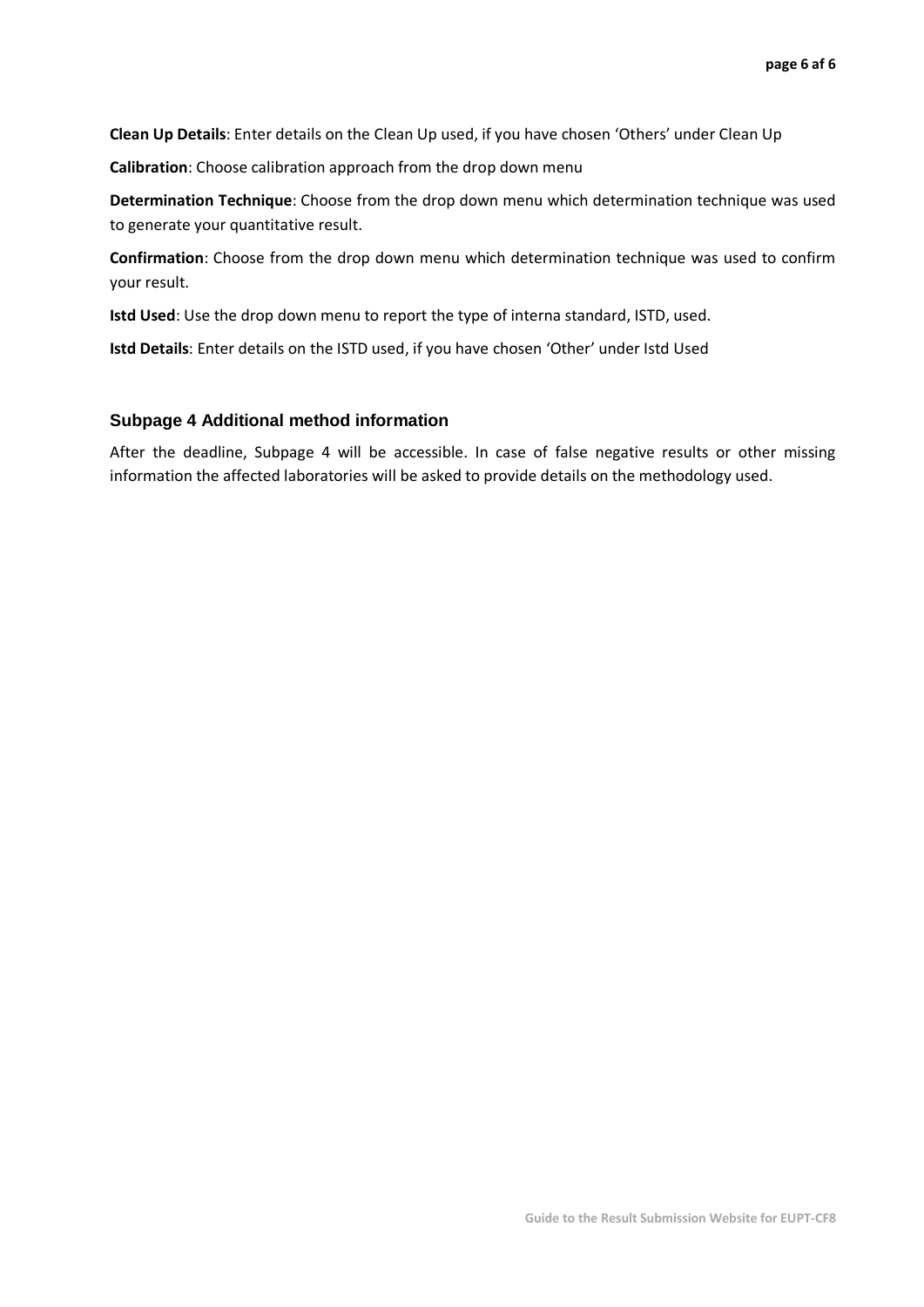**Clean Up Details**: Enter details on the Clean Up used, if you have chosen 'Others' under Clean Up

**Calibration**: Choose calibration approach from the drop down menu

**Determination Technique**: Choose from the drop down menu which determination technique was used to generate your quantitative result.

**Confirmation**: Choose from the drop down menu which determination technique was used to confirm your result.

**Istd Used**: Use the drop down menu to report the type of interna standard, ISTD, used.

**Istd Details**: Enter details on the ISTD used, if you have chosen 'Other' under Istd Used

### Subpage 4 Additional method information

After the deadline, Subpage 4 will be accessible. In case of false negative results or other missing information the affected laboratories will be asked to provide details on the methodology used.